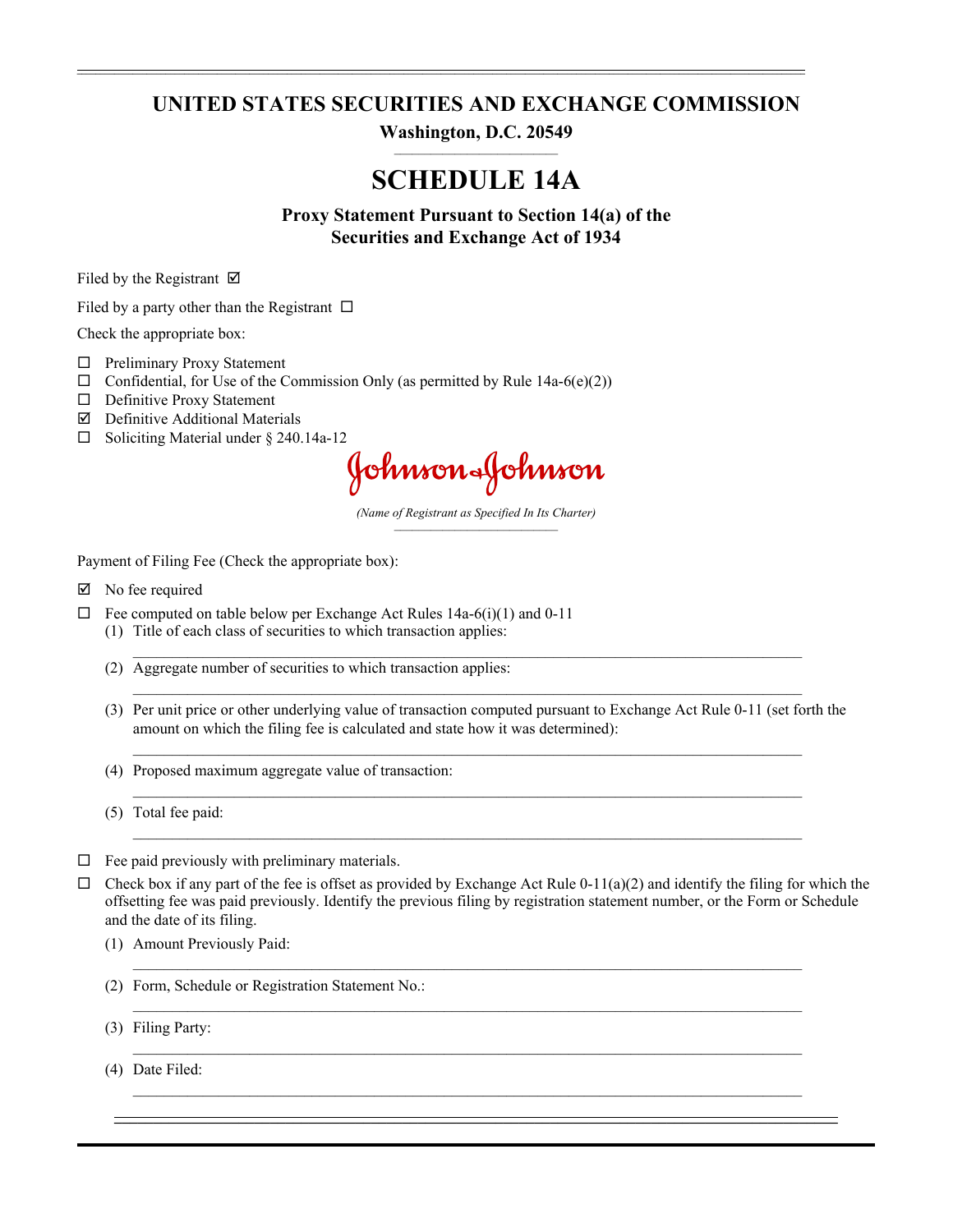# UNITED STATES SECURITIES AND EXCHANGE COMMISSION

**Washington, D.C. 20549**

# SCHEDULE 14A

**Proxy Statement Pursuant to Section 14(a) of the Securities and Exchange Act of 1934**

Filed by the Registrant ☑

Filed by a party other than the Registrant ☐

Check the appropriate box:

☐ Preliminary Proxy Statement
☐ Confidential, for Use of the Commission Only (as permitted by Rule 14a-6(e)(2))
☐ Definitive Proxy Statement
☑ Definitive Additional Materials
☐ Soliciting Material under § 240.14a-12

Johnson & Johnson

*(Name of Registrant as Specified In Its Charter)*

Payment of Filing Fee (Check the appropriate box):

☑ No fee required
☐ Fee computed on table below per Exchange Act Rules 14a-6(i)(1) and 0-11
(1) Title of each class of securities to which transaction applies:
(2) Aggregate number of securities to which transaction applies:
(3) Per unit price or other underlying value of transaction computed pursuant to Exchange Act Rule 0-11 (set forth the amount on which the filing fee is calculated and state how it was determined):
(4) Proposed maximum aggregate value of transaction:
(5) Total fee paid:

☐ Fee paid previously with preliminary materials.
☐ Check box if any part of the fee is offset as provided by Exchange Act Rule 0-11(a)(2) and identify the filing for which the offsetting fee was paid previously. Identify the previous filing by registration statement number, or the Form or Schedule and the date of its filing.
(1) Amount Previously Paid:
(2) Form, Schedule or Registration Statement No.:
(3) Filing Party:
(4) Date Filed: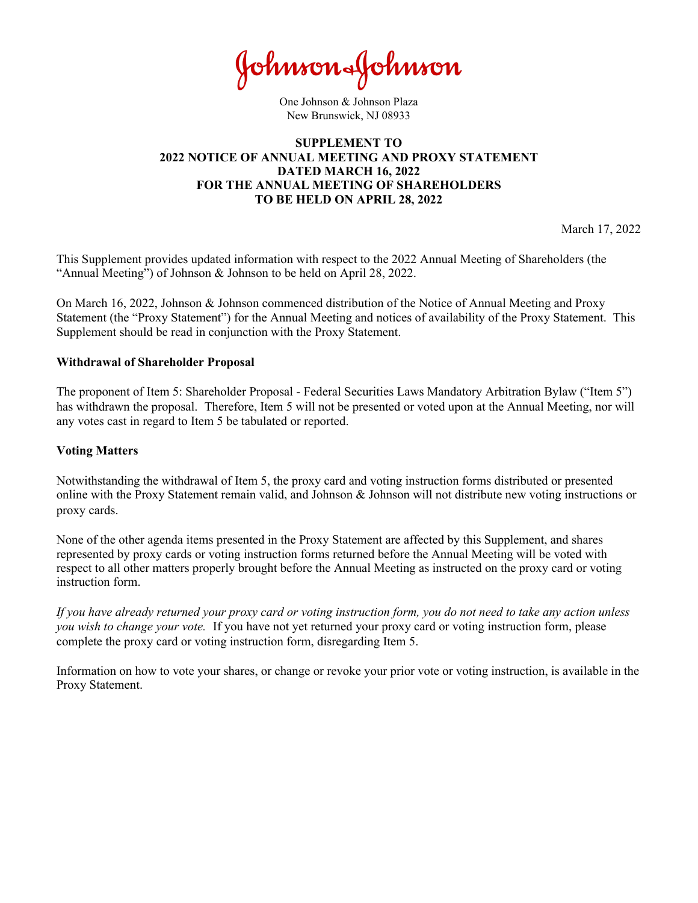Johnson & Johnson

One Johnson & Johnson Plaza
New Brunswick, NJ 08933

**SUPPLEMENT TO**
**2022 NOTICE OF ANNUAL MEETING AND PROXY STATEMENT**
**DATED MARCH 16, 2022**
**FOR THE ANNUAL MEETING OF SHAREHOLDERS**
**TO BE HELD ON APRIL 28, 2022**

March 17, 2022

This Supplement provides updated information with respect to the 2022 Annual Meeting of Shareholders (the "Annual Meeting") of Johnson & Johnson to be held on April 28, 2022.

On March 16, 2022, Johnson & Johnson commenced distribution of the Notice of Annual Meeting and Proxy Statement (the "Proxy Statement") for the Annual Meeting and notices of availability of the Proxy Statement. This Supplement should be read in conjunction with the Proxy Statement.

**Withdrawal of Shareholder Proposal**

The proponent of Item 5: Shareholder Proposal - Federal Securities Laws Mandatory Arbitration Bylaw ("Item 5") has withdrawn the proposal. Therefore, Item 5 will not be presented or voted upon at the Annual Meeting, nor will any votes cast in regard to Item 5 be tabulated or reported.

**Voting Matters**

Notwithstanding the withdrawal of Item 5, the proxy card and voting instruction forms distributed or presented online with the Proxy Statement remain valid, and Johnson & Johnson will not distribute new voting instructions or proxy cards.

None of the other agenda items presented in the Proxy Statement are affected by this Supplement, and shares represented by proxy cards or voting instruction forms returned before the Annual Meeting will be voted with respect to all other matters properly brought before the Annual Meeting as instructed on the proxy card or voting instruction form.

*If you have already returned your proxy card or voting instruction form, you do not need to take any action unless you wish to change your vote.* If you have not yet returned your proxy card or voting instruction form, please complete the proxy card or voting instruction form, disregarding Item 5.

Information on how to vote your shares, or change or revoke your prior vote or voting instruction, is available in the Proxy Statement.